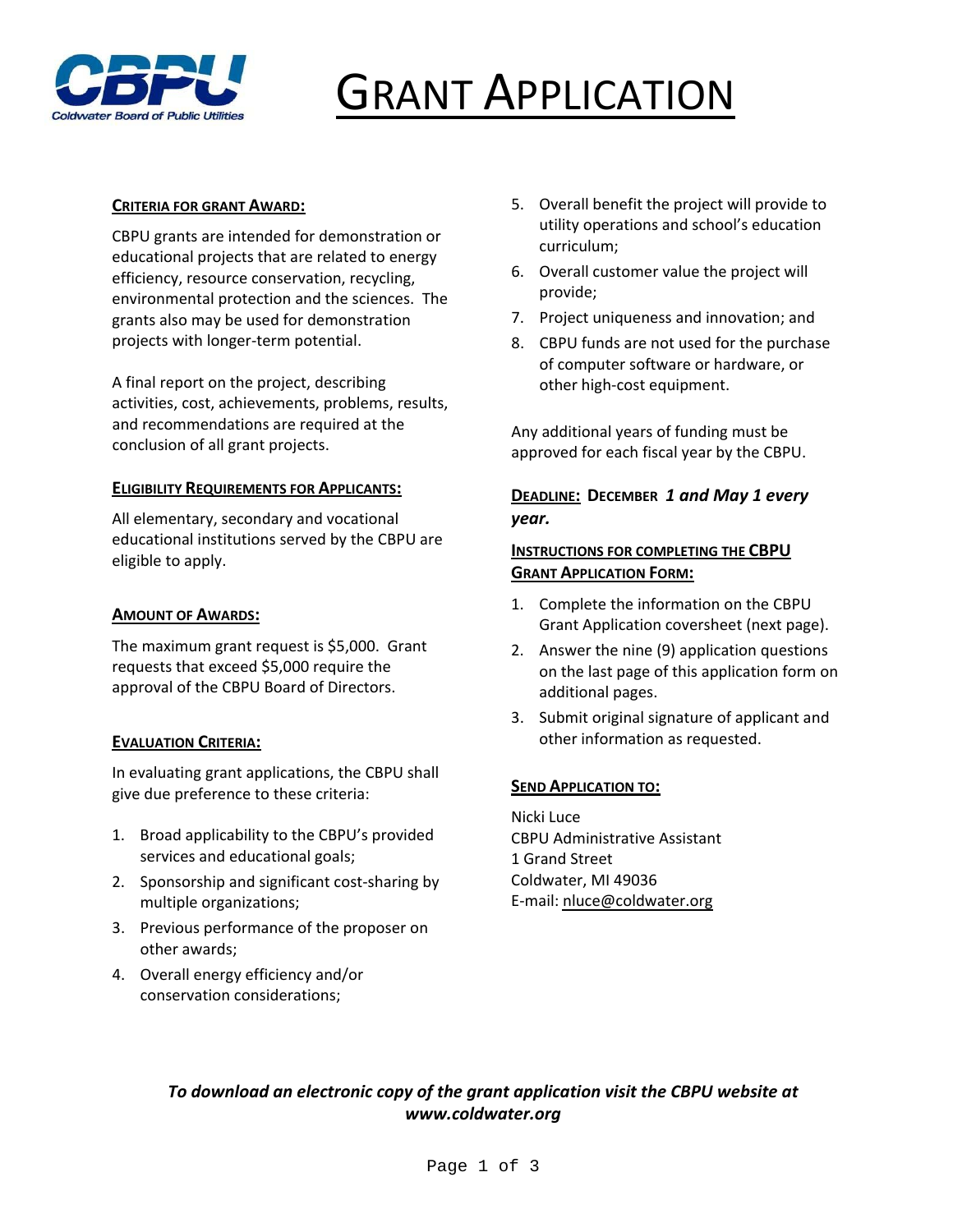Coldwater Board of Public Utilities

# GRANT APPLICATION

### CRITERIA FOR GRANT AWARD:

CBPU grants are intended for demonstration or educational projects that are related to energy efficiency, resource conservation, recycling, environmental protection and the sciences. The grants also may be used for demonstration projects with longer-term potential.

A final report on the project, describing activities, cost, achievements, problems, results, and recommendations are required at the conclusion of all grant projects.

### ELIGIBILITY REQUIREMENTS FOR APPLICANTS:

All elementary, secondary and vocational educational institutions served by the CBPU are eligible to apply.

### AMOUNT OF AWARDS:

The maximum grant request is $5,000. Grant requests that exceed $5,000 require the approval of the CBPU Board of Directors.

### EVALUATION CRITERIA:

In evaluating grant applications, the CBPU shall give due preference to these criteria:

1. Broad applicability to the CBPU's provided services and educational goals;
2. Sponsorship and significant cost-sharing by multiple organizations;
3. Previous performance of the proposer on other awards;
4. Overall energy efficiency and/or conservation considerations;
5. Overall benefit the project will provide to utility operations and school's education curriculum;
6. Overall customer value the project will provide;
7. Project uniqueness and innovation; and
8. CBPU funds are not used for the purchase of computer software or hardware, or other high-cost equipment.

Any additional years of funding must be approved for each fiscal year by the CBPU.

### DEADLINE: DECEMBER *1 and May 1 every year.*

### INSTRUCTIONS FOR COMPLETING THE CBPU GRANT APPLICATION FORM:

1. Complete the information on the CBPU Grant Application coversheet (next page).
2. Answer the nine (9) application questions on the last page of this application form on additional pages.
3. Submit original signature of applicant and other information as requested.

### SEND APPLICATION TO:

Nicki Luce
CBPU Administrative Assistant
1 Grand Street
Coldwater, MI 49036
E-mail: nluce@coldwater.org

***To download an electronic copy of the grant application visit the CBPU website at www.coldwater.org***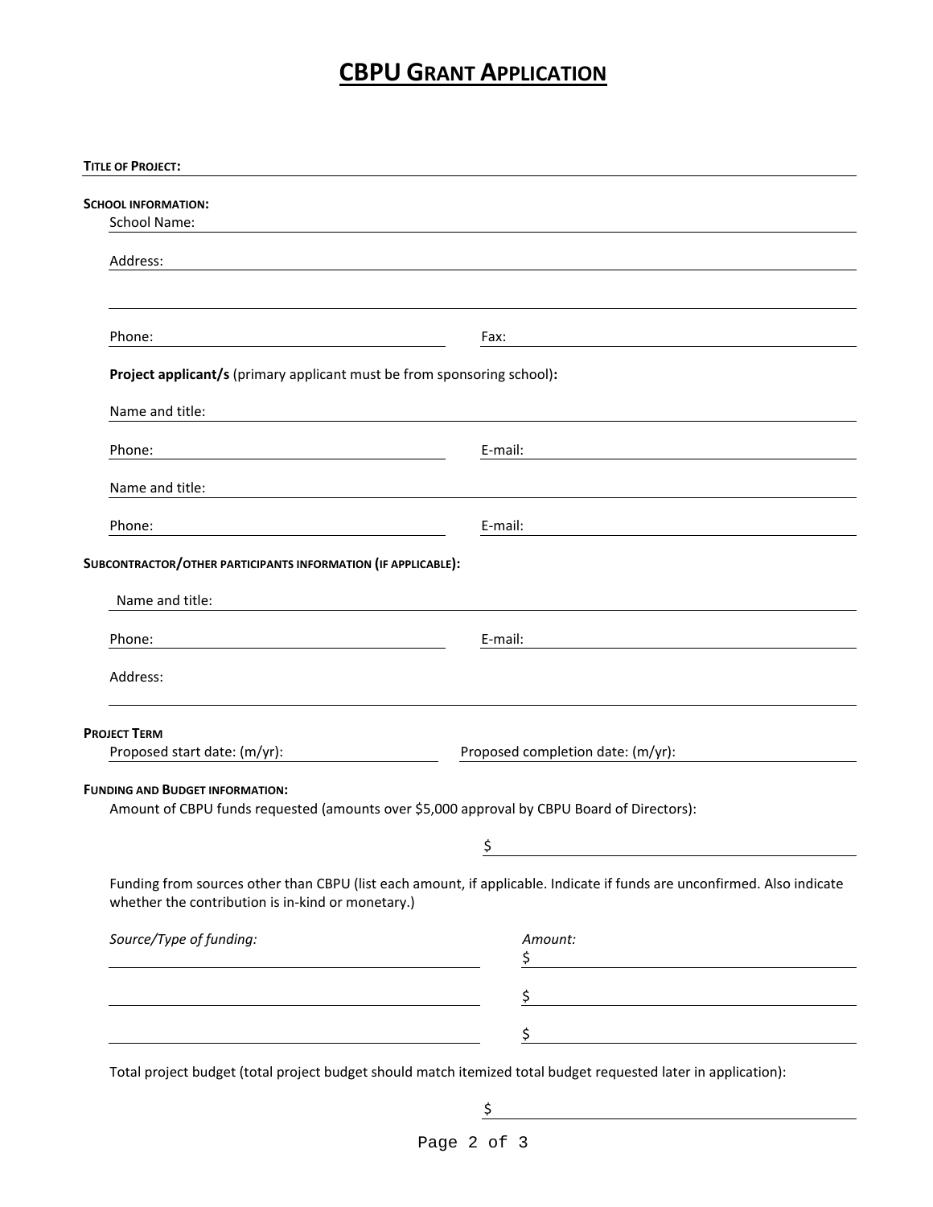# CBPU Grant Application

**Title of Project:**

**School information:**

School Name:

Address:

Phone: Fax:

**Project applicant/s** (primary applicant must be from sponsoring school)**:**

Name and title:

Phone: E-mail:

Name and title:

Phone: E-mail:

**Subcontractor/other participants information (if applicable):**

Name and title:

Phone: E-mail:

Address:

**Project Term**

Proposed start date: (m/yr): Proposed completion date: (m/yr):

**Funding and Budget information:**

Amount of CBPU funds requested (amounts over $5,000 approval by CBPU Board of Directors):

$

Funding from sources other than CBPU (list each amount, if applicable. Indicate if funds are unconfirmed. Also indicate whether the contribution is in-kind or monetary.)

| *Source/Type of funding:* | *Amount:* |
|---|---|
| | $ |
| | $ |
| | $ |

Total project budget (total project budget should match itemized total budget requested later in application):

$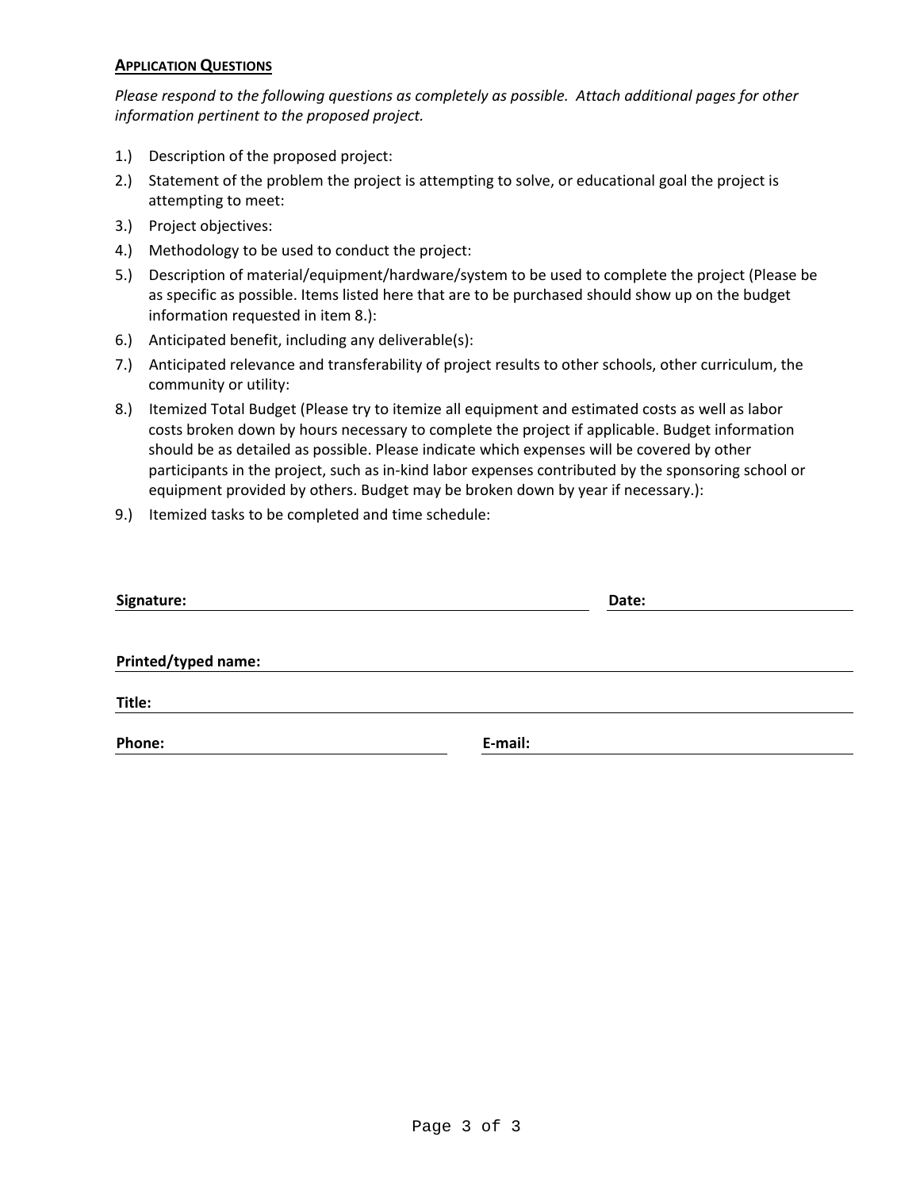## APPLICATION QUESTIONS

*Please respond to the following questions as completely as possible. Attach additional pages for other information pertinent to the proposed project.*

1.) Description of the proposed project:
2.) Statement of the problem the project is attempting to solve, or educational goal the project is attempting to meet:
3.) Project objectives:
4.) Methodology to be used to conduct the project:
5.) Description of material/equipment/hardware/system to be used to complete the project (Please be as specific as possible. Items listed here that are to be purchased should show up on the budget information requested in item 8.):
6.) Anticipated benefit, including any deliverable(s):
7.) Anticipated relevance and transferability of project results to other schools, other curriculum, the community or utility:
8.) Itemized Total Budget (Please try to itemize all equipment and estimated costs as well as labor costs broken down by hours necessary to complete the project if applicable. Budget information should be as detailed as possible. Please indicate which expenses will be covered by other participants in the project, such as in-kind labor expenses contributed by the sponsoring school or equipment provided by others. Budget may be broken down by year if necessary.):
9.) Itemized tasks to be completed and time schedule:

**Signature:** ______________________________ **Date:** ______________

**Printed/typed name:** ______________________________

**Title:** ______________________________

**Phone:** ______________________ **E-mail:** ______________________